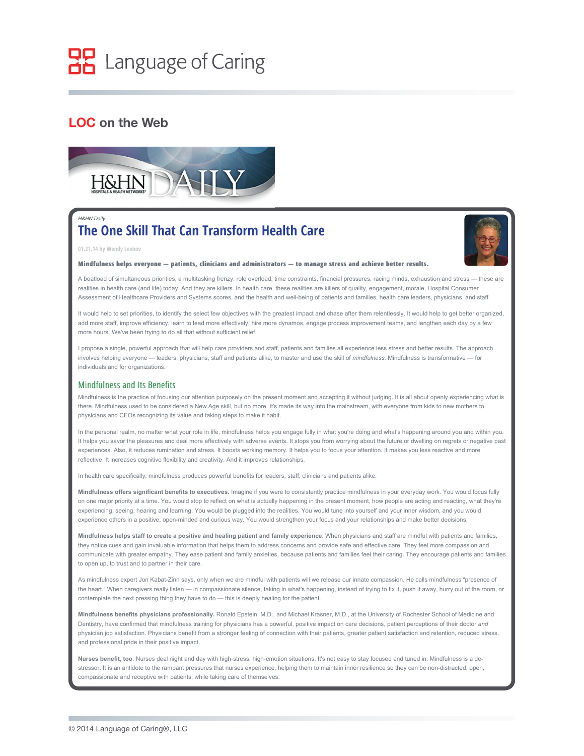# Language of Caring

## LOC on the Web

*H&HN Daily*

# The One Skill That Can Transform Health Care

01.21.14 by Wendy Leebov

**Mindfulness helps everyone — patients, clinicians and administrators — to manage stress and achieve better results.**

A boatload of simultaneous priorities, a multitasking frenzy, role overload, time constraints, financial pressures, racing minds, exhaustion and stress — these are realities in health care (and life) today. And they are killers. In health care, these realities are killers of quality, engagement, morale, Hospital Consumer Assessment of Healthcare Providers and Systems scores, and the health and well-being of patients and families, health care leaders, physicians, and staff.

It would help to set priorities, to identify the select few objectives with the greatest impact and chase after them relentlessly. It would help to get better organized, add more staff, improve efficiency, learn to lead more effectively, hire more dynamos, engage process improvement teams, and lengthen each day by a few more hours. We've been trying to do all that without sufficient relief.

I propose a single, powerful approach that will help care providers and staff, patients and families all experience less stress and better results. The approach involves helping everyone — leaders, physicians, staff and patients alike, to master and use the skill of *mindfulness*. Mindfulness is transformative — for individuals and for organizations.

## Mindfulness and Its Benefits

Mindfulness is the practice of focusing our attention purposely on the present moment and accepting it without judging. It is all about openly experiencing what is there. Mindfulness used to be considered a New Age skill, but no more. It's made its way into the mainstream, with everyone from kids to new mothers to physicians and CEOs recognizing its value and taking steps to make it habit.

In the personal realm, no matter what your role in life, mindfulness helps you engage fully in what you're doing and what's happening around you and within you. It helps you savor the pleasures and deal more effectively with adverse events. It stops you from worrying about the future or dwelling on regrets or negative past experiences. Also, it reduces rumination and stress. It boosts working memory. It helps you to focus your attention. It makes you less reactive and more reflective. It increases cognitive flexibility and creativity. And it improves relationships.

In health care specifically, mindfulness produces powerful benefits for leaders, staff, clinicians and patients alike:

**Mindfulness offers significant benefits to executives.** Imagine if you were to consistently practice mindfulness in your everyday work. You would focus fully on one major priority at a time. You would stop to reflect on what is actually happening in the present moment, how people are acting and reacting, what they're experiencing, seeing, hearing and learning. You would be plugged into the realities. You would tune into yourself and your inner wisdom, and you would experience others in a positive, open-minded and curious way. You would strengthen your focus and your relationships and make better decisions.

**Mindfulness helps staff to create a positive and healing patient and family experience.** When physicians and staff are mindful with patients and families, they notice cues and gain invaluable information that helps them to address concerns and provide safe and effective care. They feel more compassion and communicate with greater empathy. They ease patient and family anxieties, because patients and families feel their caring. They encourage patients and families to open up, to trust and to partner in their care.

As mindfulness expert Jon Kabat-Zinn says, only when we are mindful with patients will we release our innate compassion. He calls mindfulness "presence of the heart." When caregivers really listen — in compassionate silence, taking in what's happening, instead of trying to fix it, push it away, hurry out of the room, or contemplate the next pressing thing they have to do — this is deeply healing for the patient.

**Mindfulness benefits physicians professionally.** Ronald Epstein, M.D., and Michael Krasner, M.D., at the University of Rochester School of Medicine and Dentistry, have confirmed that mindfulness training for physicians has a powerful, positive impact on care decisions, patient perceptions of their doctor *and* physician job satisfaction. Physicians benefit from a stronger feeling of connection with their patients, greater patient satisfaction and retention, reduced stress, and professional pride in their positive impact.

**Nurses benefit, too**. Nurses deal night and day with high-stress, high-emotion situations. It's not easy to stay focused and tuned in. Mindfulness is a de-stressor. It is an antidote to the rampant pressures that nurses experience, helping them to maintain inner resilience so they can be non-distracted, open, compassionate and receptive with patients, while taking care of themselves.

© 2014 Language of Caring®, LLC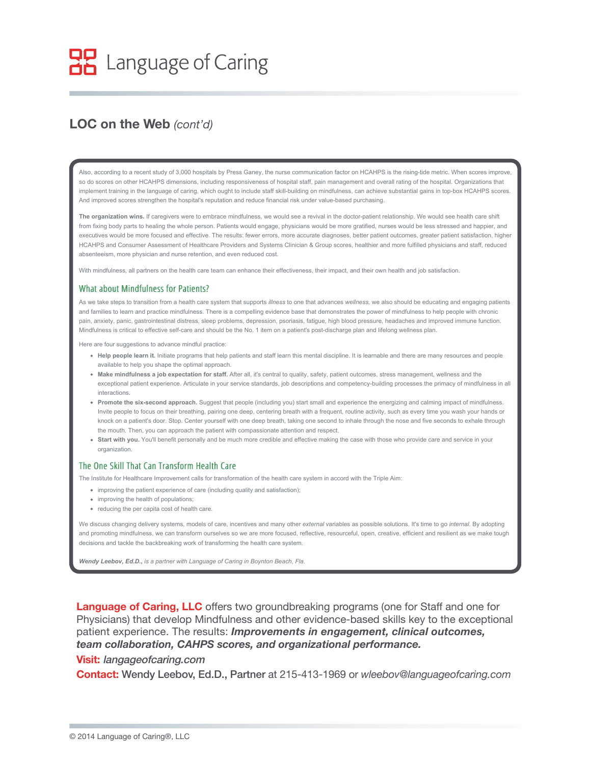# Language of Caring

## LOC on the Web *(cont'd)*

Also, according to a recent study of 3,000 hospitals by Press Ganey, the nurse communication factor on HCAHPS is the rising-tide metric. When scores improve, so do scores on other HCAHPS dimensions, including responsiveness of hospital staff, pain management and overall rating of the hospital. Organizations that implement training in the language of caring, which ought to include staff skill-building on mindfulness, can achieve substantial gains in top-box HCAHPS scores. And improved scores strengthen the hospital's reputation and reduce financial risk under value-based purchasing.

**The organization wins.** If caregivers were to embrace mindfulness, we would see a revival in the doctor-patient relationship. We would see health care shift from fixing body parts to healing the whole person. Patients would engage, physicians would be more gratified, nurses would be less stressed and happier, and executives would be more focused and effective. The results: fewer errors, more accurate diagnoses, better patient outcomes, greater patient satisfaction, higher HCAHPS and Consumer Assessment of Healthcare Providers and Systems Clinician & Group scores, healthier and more fulfilled physicians and staff, reduced absenteeism, more physician and nurse retention, and even reduced cost.

With mindfulness, all partners on the health care team can enhance their effectiveness, their impact, and their own health and job satisfaction.

### What about Mindfulness for Patients?

As we take steps to transition from a health care system that supports *illness* to one that advances *wellness,* we also should be educating and engaging patients and families to learn and practice mindfulness. There is a compelling evidence base that demonstrates the power of mindfulness to help people with chronic pain, anxiety, panic, gastrointestinal distress, sleep problems, depression, psoriasis, fatigue, high blood pressure, headaches and improved immune function. Mindfulness is critical to effective self-care and should be the No. 1 item on a patient's post-discharge plan and lifelong wellness plan.

Here are four suggestions to advance mindful practice:

- **Help people learn it.** Initiate programs that help patients and staff learn this mental discipline. It is learnable and there are many resources and people available to help you shape the optimal approach.
- **Make mindfulness a job expectation for staff.** After all, it's central to quality, safety, patient outcomes, stress management, wellness and the exceptional patient experience. Articulate in your service standards, job descriptions and competency-building processes the primacy of mindfulness in all interactions.
- **Promote the six-second approach.** Suggest that people (including you) start small and experience the energizing and calming impact of mindfulness. Invite people to focus on their breathing, pairing one deep, centering breath with a frequent, routine activity, such as every time you wash your hands or knock on a patient's door. Stop. Center yourself with one deep breath, taking one second to inhale through the nose and five seconds to exhale through the mouth. Then, you can approach the patient with compassionate attention and respect.
- **Start with you.** You'll benefit personally and be much more credible and effective making the case with those who provide care and service in your organization.

### The One Skill That Can Transform Health Care

The Institute for Healthcare Improvement calls for transformation of the health care system in accord with the Triple Aim:

- improving the patient experience of care (including quality and satisfaction);
- improving the health of populations;
- reducing the per capita cost of health care.

We discuss changing delivery systems, models of care, incentives and many other *external* variables as possible solutions. It's time to go *internal*. By adopting and promoting mindfulness, we can transform ourselves so we are more focused, reflective, resourceful, open, creative, efficient and resilient as we make tough decisions and tackle the backbreaking work of transforming the health care system.

***Wendy Leebov, Ed.D.,*** *is a partner with Language of Caring in Boynton Beach, Fla.*

**Language of Caring, LLC** offers two groundbreaking programs (one for Staff and one for Physicians) that develop Mindfulness and other evidence-based skills key to the exceptional patient experience. The results: ***Improvements in engagement, clinical outcomes, team collaboration, CAHPS scores, and organizational performance.***

**Visit:** *langageofcaring.com*

**Contact:** Wendy Leebov, Ed.D., Partner at 215-413-1969 or *wleebov@languageofcaring.com*

© 2014 Language of Caring®, LLC